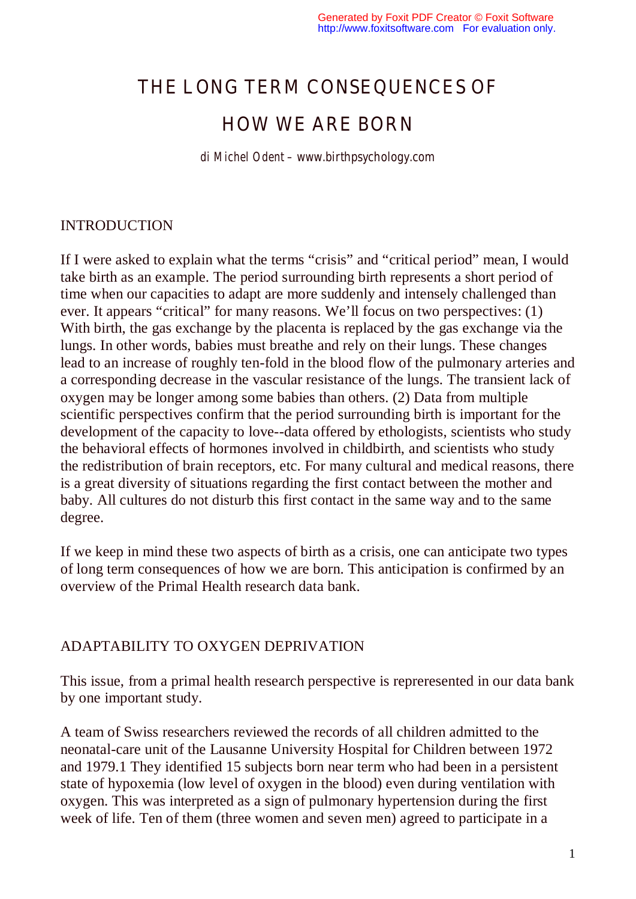# THE LONG TERM CONSEQUENCES OF HOW WE ARE BORN

di Michel Odent – www.birthpsychology.com

## INTRODUCTION

If I were asked to explain what the terms “crisis” and “critical period” mean, I would take birth as an example. The period surrounding birth represents a short period of time when our capacities to adapt are more suddenly and intensely challenged than ever. It appears “critical” for many reasons. We’ll focus on two perspectives: (1) With birth, the gas exchange by the placenta is replaced by the gas exchange via the lungs. In other words, babies must breathe and rely on their lungs. These changes lead to an increase of roughly ten-fold in the blood flow of the pulmonary arteries and a corresponding decrease in the vascular resistance of the lungs. The transient lack of oxygen may be longer among some babies than others. (2) Data from multiple scientific perspectives confirm that the period surrounding birth is important for the development of the capacity to love--data offered by ethologists, scientists who study the behavioral effects of hormones involved in childbirth, and scientists who study the redistribution of brain receptors, etc. For many cultural and medical reasons, there is a great diversity of situations regarding the first contact between the mother and baby. All cultures do not disturb this first contact in the same way and to the same degree.

If we keep in mind these two aspects of birth as a crisis, one can anticipate two types of long term consequences of how we are born. This anticipation is confirmed by an overview of the Primal Health research data bank.

## ADAPTABILITY TO OXYGEN DEPRIVATION

This issue, from a primal health research perspective is repreresented in our data bank by one important study.

A team of Swiss researchers reviewed the records of all children admitted to the neonatal-care unit of the Lausanne University Hospital for Children between 1972 and 1979.[1] They identified 15 subjects born near term who had been in a persistent state of hypoxemia (low level of oxygen in the blood) even during ventilation with oxygen. This was interpreted as a sign of pulmonary hypertension during the first week of life. Ten of them (three women and seven men) agreed to participate in a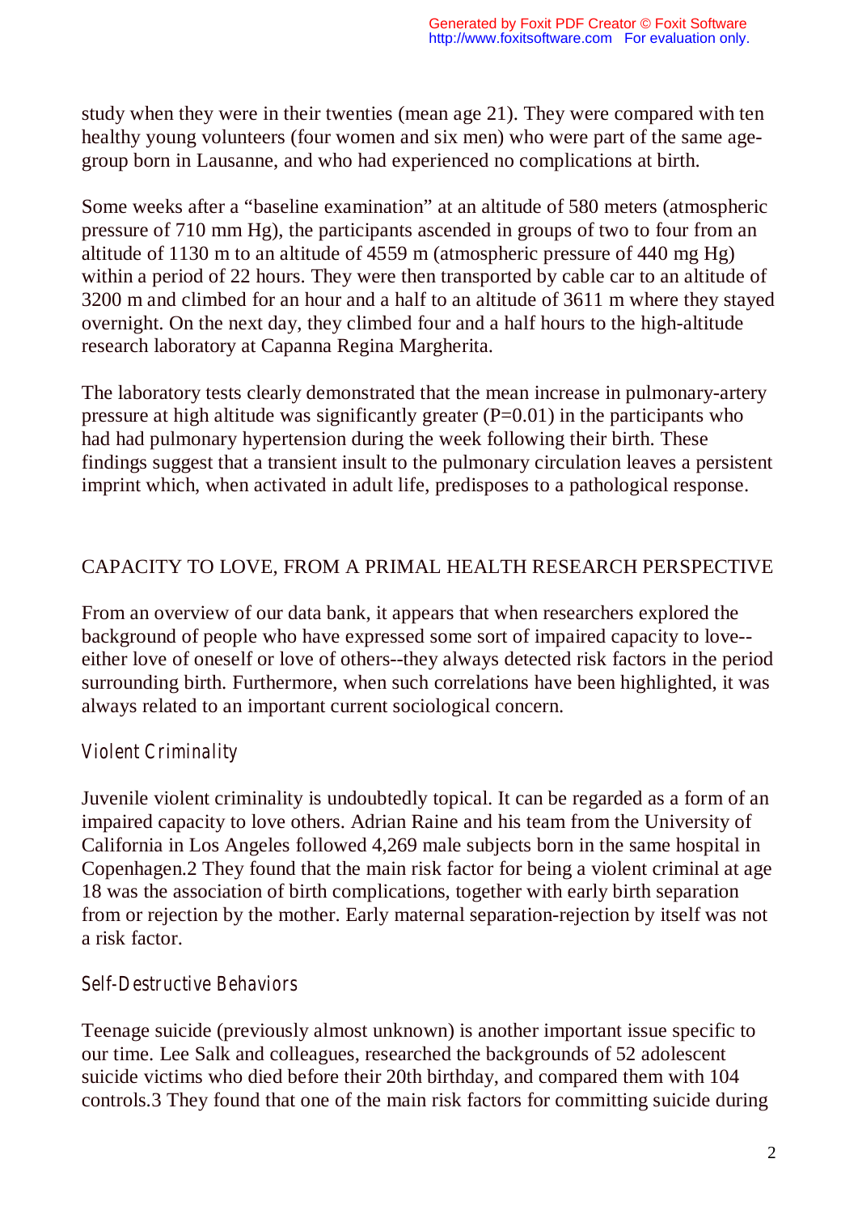study when they were in their twenties (mean age 21). They were compared with ten healthy young volunteers (four women and six men) who were part of the same age-group born in Lausanne, and who had experienced no complications at birth.

Some weeks after a "baseline examination" at an altitude of 580 meters (atmospheric pressure of 710 mm Hg), the participants ascended in groups of two to four from an altitude of 1130 m to an altitude of 4559 m (atmospheric pressure of 440 mg Hg) within a period of 22 hours. They were then transported by cable car to an altitude of 3200 m and climbed for an hour and a half to an altitude of 3611 m where they stayed overnight. On the next day, they climbed four and a half hours to the high-altitude research laboratory at Capanna Regina Margherita.

The laboratory tests clearly demonstrated that the mean increase in pulmonary-artery pressure at high altitude was significantly greater (P=0.01) in the participants who had had pulmonary hypertension during the week following their birth. These findings suggest that a transient insult to the pulmonary circulation leaves a persistent imprint which, when activated in adult life, predisposes to a pathological response.

## CAPACITY TO LOVE, FROM A PRIMAL HEALTH RESEARCH PERSPECTIVE

From an overview of our data bank, it appears that when researchers explored the background of people who have expressed some sort of impaired capacity to love--either love of oneself or love of others--they always detected risk factors in the period surrounding birth. Furthermore, when such correlations have been highlighted, it was always related to an important current sociological concern.

### Violent Criminality

Juvenile violent criminality is undoubtedly topical. It can be regarded as a form of an impaired capacity to love others. Adrian Raine and his team from the University of California in Los Angeles followed 4,269 male subjects born in the same hospital in Copenhagen.[2] They found that the main risk factor for being a violent criminal at age 18 was the association of birth complications, together with early birth separation from or rejection by the mother. Early maternal separation-rejection by itself was not a risk factor.

### Self-Destructive Behaviors

Teenage suicide (previously almost unknown) is another important issue specific to our time. Lee Salk and colleagues, researched the backgrounds of 52 adolescent suicide victims who died before their 20th birthday, and compared them with 104 controls.[3] They found that one of the main risk factors for committing suicide during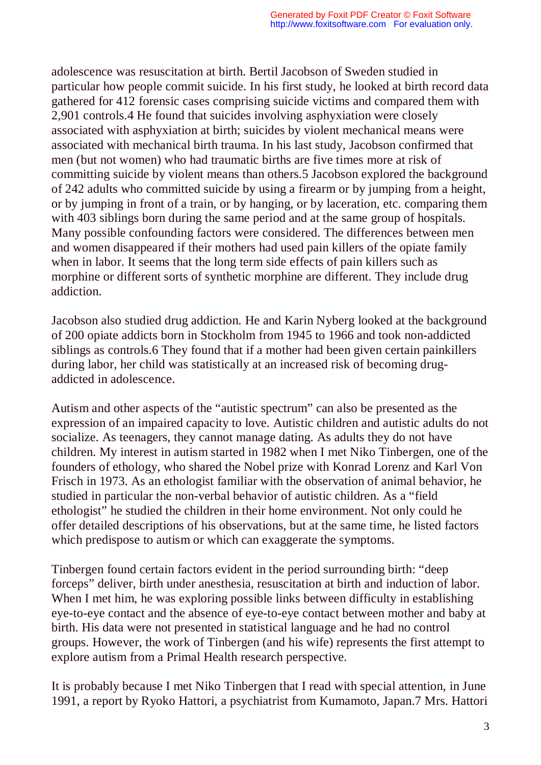adolescence was resuscitation at birth. Bertil Jacobson of Sweden studied in particular how people commit suicide. In his first study, he looked at birth record data gathered for 412 forensic cases comprising suicide victims and compared them with 2,901 controls.4 He found that suicides involving asphyxiation were closely associated with asphyxiation at birth; suicides by violent mechanical means were associated with mechanical birth trauma. In his last study, Jacobson confirmed that men (but not women) who had traumatic births are five times more at risk of committing suicide by violent means than others.5 Jacobson explored the background of 242 adults who committed suicide by using a firearm or by jumping from a height, or by jumping in front of a train, or by hanging, or by laceration, etc. comparing them with 403 siblings born during the same period and at the same group of hospitals. Many possible confounding factors were considered. The differences between men and women disappeared if their mothers had used pain killers of the opiate family when in labor. It seems that the long term side effects of pain killers such as morphine or different sorts of synthetic morphine are different. They include drug addiction.

Jacobson also studied drug addiction. He and Karin Nyberg looked at the background of 200 opiate addicts born in Stockholm from 1945 to 1966 and took non-addicted siblings as controls.6 They found that if a mother had been given certain painkillers during labor, her child was statistically at an increased risk of becoming drug-addicted in adolescence.

Autism and other aspects of the "autistic spectrum" can also be presented as the expression of an impaired capacity to love. Autistic children and autistic adults do not socialize. As teenagers, they cannot manage dating. As adults they do not have children. My interest in autism started in 1982 when I met Niko Tinbergen, one of the founders of ethology, who shared the Nobel prize with Konrad Lorenz and Karl Von Frisch in 1973. As an ethologist familiar with the observation of animal behavior, he studied in particular the non-verbal behavior of autistic children. As a "field ethologist" he studied the children in their home environment. Not only could he offer detailed descriptions of his observations, but at the same time, he listed factors which predispose to autism or which can exaggerate the symptoms.

Tinbergen found certain factors evident in the period surrounding birth: "deep forceps" deliver, birth under anesthesia, resuscitation at birth and induction of labor. When I met him, he was exploring possible links between difficulty in establishing eye-to-eye contact and the absence of eye-to-eye contact between mother and baby at birth. His data were not presented in statistical language and he had no control groups. However, the work of Tinbergen (and his wife) represents the first attempt to explore autism from a Primal Health research perspective.

It is probably because I met Niko Tinbergen that I read with special attention, in June 1991, a report by Ryoko Hattori, a psychiatrist from Kumamoto, Japan.7 Mrs. Hattori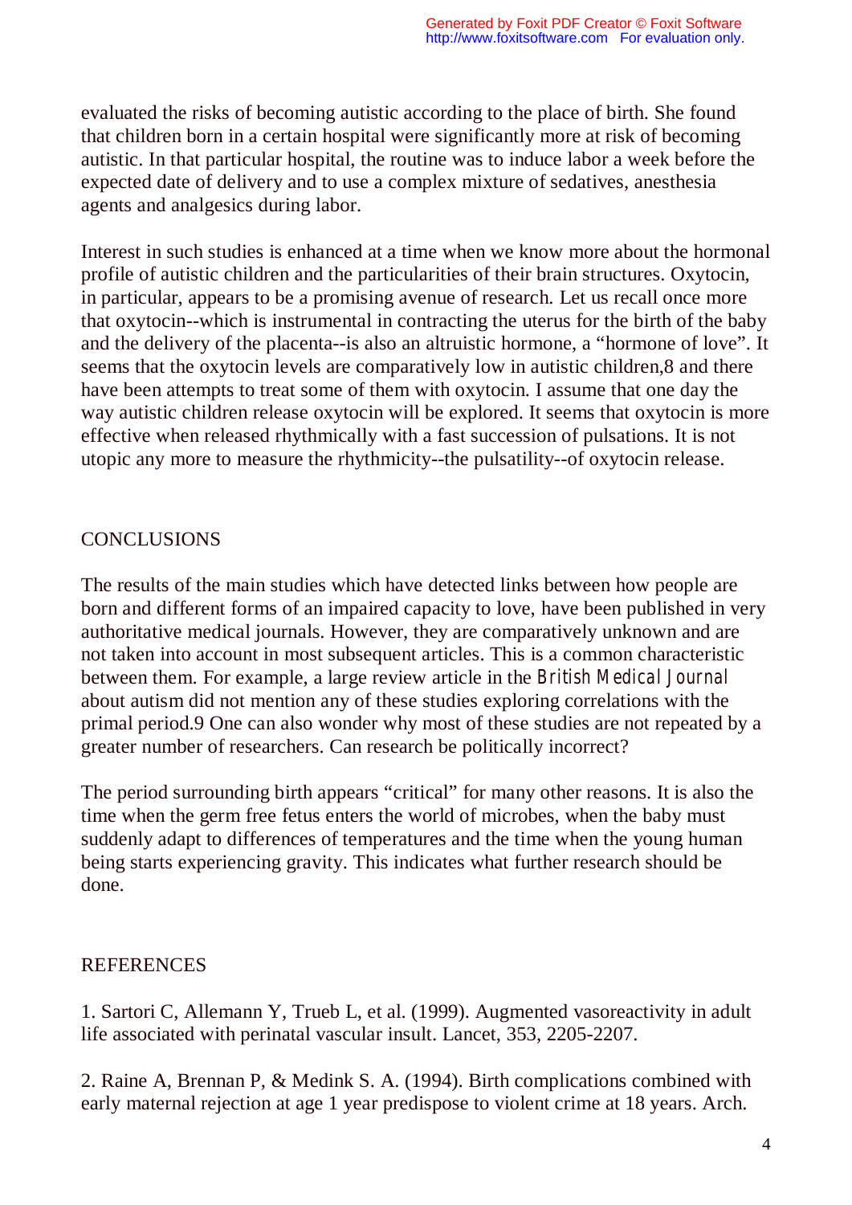evaluated the risks of becoming autistic according to the place of birth. She found that children born in a certain hospital were significantly more at risk of becoming autistic. In that particular hospital, the routine was to induce labor a week before the expected date of delivery and to use a complex mixture of sedatives, anesthesia agents and analgesics during labor.

Interest in such studies is enhanced at a time when we know more about the hormonal profile of autistic children and the particularities of their brain structures. Oxytocin, in particular, appears to be a promising avenue of research. Let us recall once more that oxytocin--which is instrumental in contracting the uterus for the birth of the baby and the delivery of the placenta--is also an altruistic hormone, a "hormone of love". It seems that the oxytocin levels are comparatively low in autistic children,[8] and there have been attempts to treat some of them with oxytocin. I assume that one day the way autistic children release oxytocin will be explored. It seems that oxytocin is more effective when released rhythmically with a fast succession of pulsations. It is not utopic any more to measure the rhythmicity--the pulsatility--of oxytocin release.

## CONCLUSIONS

The results of the main studies which have detected links between how people are born and different forms of an impaired capacity to love, have been published in very authoritative medical journals. However, they are comparatively unknown and are not taken into account in most subsequent articles. This is a common characteristic between them. For example, a large review article in the *British Medical Journal* about autism did not mention any of these studies exploring correlations with the primal period.[9] One can also wonder why most of these studies are not repeated by a greater number of researchers. Can research be politically incorrect?

The period surrounding birth appears "critical" for many other reasons. It is also the time when the germ free fetus enters the world of microbes, when the baby must suddenly adapt to differences of temperatures and the time when the young human being starts experiencing gravity. This indicates what further research should be done.

## REFERENCES

1. Sartori C, Allemann Y, Trueb L, et al. (1999). Augmented vasoreactivity in adult life associated with perinatal vascular insult. Lancet, 353, 2205-2207.

2. Raine A, Brennan P, & Medink S. A. (1994). Birth complications combined with early maternal rejection at age 1 year predispose to violent crime at 18 years. Arch.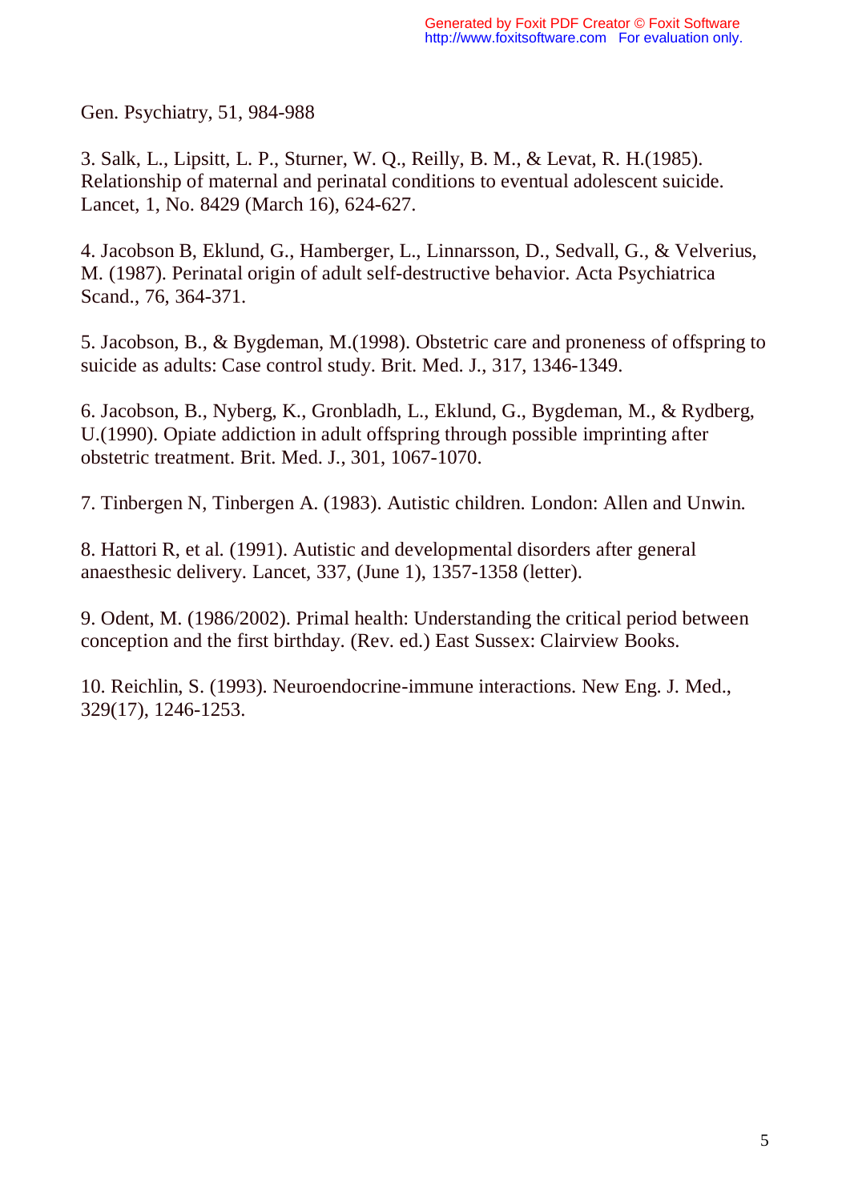Gen. Psychiatry, 51, 984-988

3. Salk, L., Lipsitt, L. P., Sturner, W. Q., Reilly, B. M., & Levat, R. H.(1985). Relationship of maternal and perinatal conditions to eventual adolescent suicide. Lancet, 1, No. 8429 (March 16), 624-627.

4. Jacobson B, Eklund, G., Hamberger, L., Linnarsson, D., Sedvall, G., & Velverius, M. (1987). Perinatal origin of adult self-destructive behavior. Acta Psychiatrica Scand., 76, 364-371.

5. Jacobson, B., & Bygdeman, M.(1998). Obstetric care and proneness of offspring to suicide as adults: Case control study. Brit. Med. J., 317, 1346-1349.

6. Jacobson, B., Nyberg, K., Gronbladh, L., Eklund, G., Bygdeman, M., & Rydberg, U.(1990). Opiate addiction in adult offspring through possible imprinting after obstetric treatment. Brit. Med. J., 301, 1067-1070.

7. Tinbergen N, Tinbergen A. (1983). Autistic children. London: Allen and Unwin.

8. Hattori R, et al. (1991). Autistic and developmental disorders after general anaesthesic delivery. Lancet, 337, (June 1), 1357-1358 (letter).

9. Odent, M. (1986/2002). Primal health: Understanding the critical period between conception and the first birthday. (Rev. ed.) East Sussex: Clairview Books.

10. Reichlin, S. (1993). Neuroendocrine-immune interactions. New Eng. J. Med., 329(17), 1246-1253.